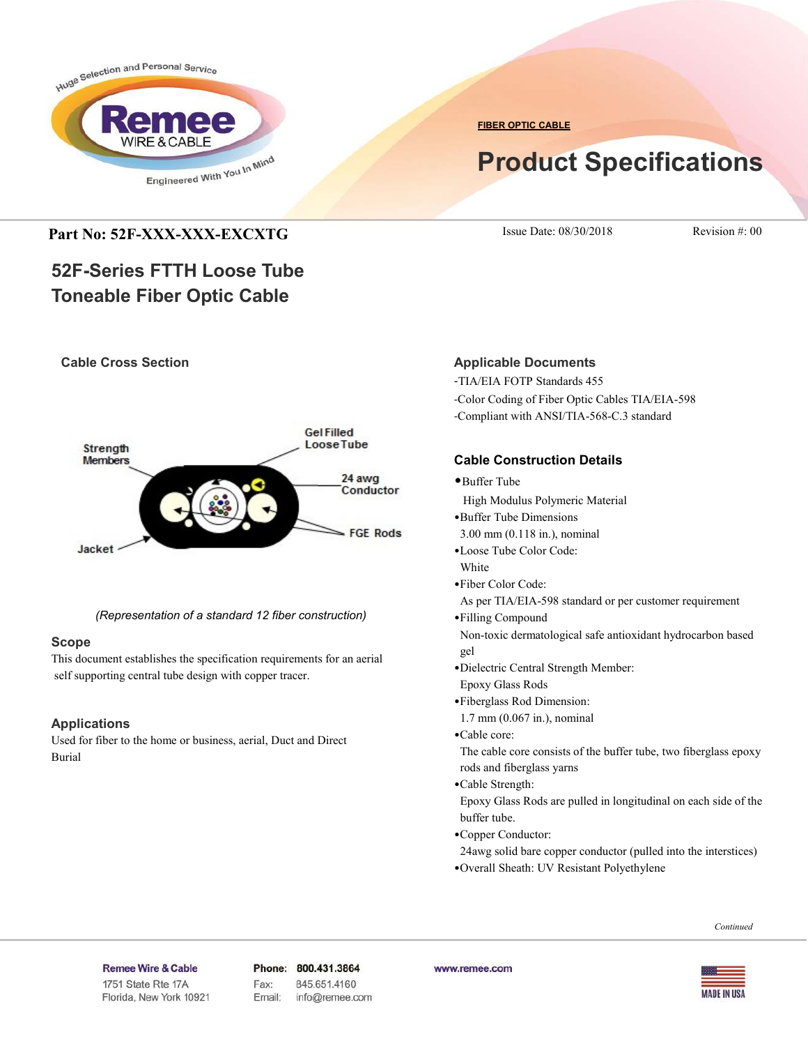FIBER OPTIC CABLE

# Product Specifications

**Part No: 52F-XXX-XXX-EXCXTG**

Issue Date: 08/30/2018 Revision #: 00

## 52F-Series FTTH Loose Tube Toneable Fiber Optic Cable

### Cable Cross Section

Strength Members

Gel Filled Loose Tube

24 awg Conductor

FGE Rods

Jacket

*(Representation of a standard 12 fiber construction)*

### Scope

This document establishes the specification requirements for an aerial self supporting central tube design with copper tracer.

### Applications

Used for fiber to the home or business, aerial, Duct and Direct Burial

### Applicable Documents

-TIA/EIA FOTP Standards 455

-Color Coding of Fiber Optic Cables TIA/EIA-598

-Compliant with ANSI/TIA-568-C.3 standard

### Cable Construction Details

- Buffer Tube
  High Modulus Polymeric Material
- Buffer Tube Dimensions
  3.00 mm (0.118 in.), nominal
- Loose Tube Color Code:
  White
- Fiber Color Code:
  As per TIA/EIA-598 standard or per customer requirement
- Filling Compound
  Non-toxic dermatological safe antioxidant hydrocarbon based gel
- Dielectric Central Strength Member:
  Epoxy Glass Rods
- Fiberglass Rod Dimension:
  1.7 mm (0.067 in.), nominal
- Cable core:
  The cable core consists of the buffer tube, two fiberglass epoxy rods and fiberglass yarns
- Cable Strength:
  Epoxy Glass Rods are pulled in longitudinal on each side of the buffer tube.
- Copper Conductor:
  24awg solid bare copper conductor (pulled into the interstices)
- Overall Sheath: UV Resistant Polyethylene

*Continued*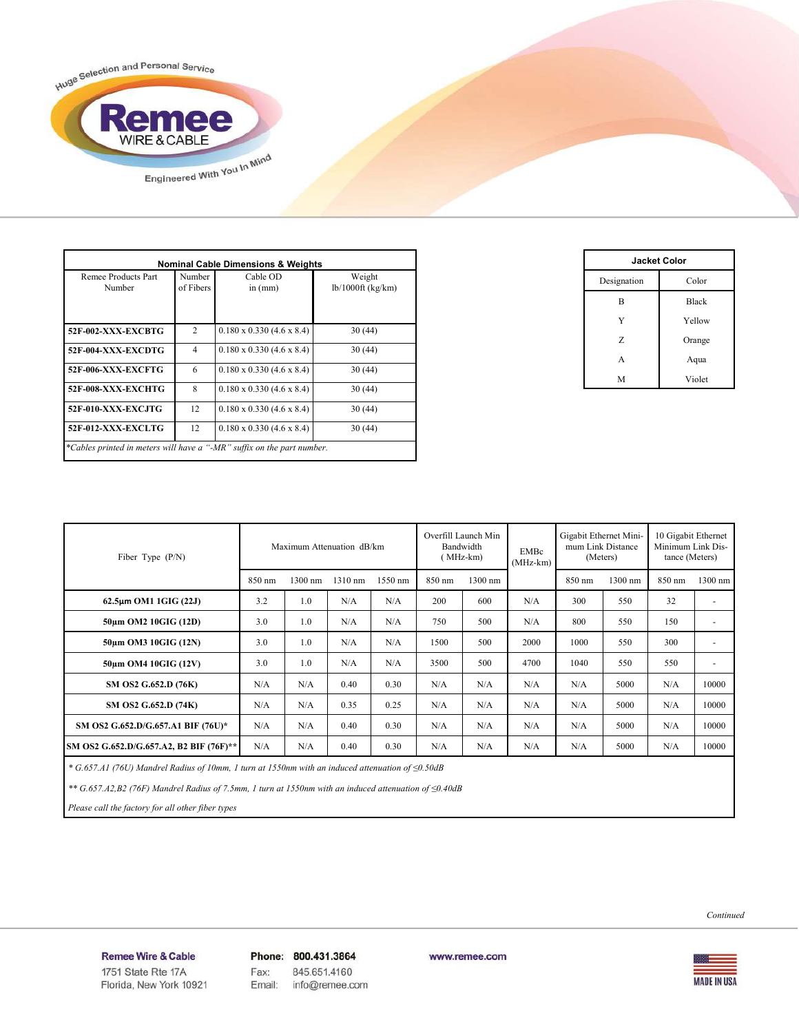| Nominal Cable Dimensions & Weights | | | |
|---|---|---|---|
| Remee Products Part Number | Number of Fibers | Cable OD in (mm) | Weight lb/1000ft (kg/km) |
| **52F-002-XXX-EXCBTG** | 2 | 0.180 x 0.330 (4.6 x 8.4) | 30 (44) |
| **52F-004-XXX-EXCDTG** | 4 | 0.180 x 0.330 (4.6 x 8.4) | 30 (44) |
| **52F-006-XXX-EXCFTG** | 6 | 0.180 x 0.330 (4.6 x 8.4) | 30 (44) |
| **52F-008-XXX-EXCHTG** | 8 | 0.180 x 0.330 (4.6 x 8.4) | 30 (44) |
| **52F-010-XXX-EXCJTG** | 12 | 0.180 x 0.330 (4.6 x 8.4) | 30 (44) |
| **52F-012-XXX-EXCLTG** | 12 | 0.180 x 0.330 (4.6 x 8.4) | 30 (44) |

*\*Cables printed in meters will have a "-MR" suffix on the part number.*

| Jacket Color | |
|---|---|
| Designation | Color |
| B | Black |
| Y | Yellow |
| Z | Orange |
| A | Aqua |
| M | Violet |

| Fiber Type (P/N) | Maximum Attenuation dB/km | | | | Overfill Launch Min Bandwidth (MHz-km) | | EMBc (MHz-km) | Gigabit Ethernet Minimum Link Distance (Meters) | | 10 Gigabit Ethernet Minimum Link Distance (Meters) | |
|---|---|---|---|---|---|---|---|---|---|---|---|
| | 850 nm | 1300 nm | 1310 nm | 1550 nm | 850 nm | 1300 nm | | 850 nm | 1300 nm | 850 nm | 1300 nm |
| **62.5µm OM1 1GIG (22J)** | 3.2 | 1.0 | N/A | N/A | 200 | 600 | N/A | 300 | 550 | 32 | - |
| **50µm OM2 10GIG (12D)** | 3.0 | 1.0 | N/A | N/A | 750 | 500 | N/A | 800 | 550 | 150 | - |
| **50µm OM3 10GIG (12N)** | 3.0 | 1.0 | N/A | N/A | 1500 | 500 | 2000 | 1000 | 550 | 300 | - |
| **50µm OM4 10GIG (12V)** | 3.0 | 1.0 | N/A | N/A | 3500 | 500 | 4700 | 1040 | 550 | 550 | - |
| **SM OS2 G.652.D (76K)** | N/A | N/A | 0.40 | 0.30 | N/A | N/A | N/A | N/A | 5000 | N/A | 10000 |
| **SM OS2 G.652.D (74K)** | N/A | N/A | 0.35 | 0.25 | N/A | N/A | N/A | N/A | 5000 | N/A | 10000 |
| **SM OS2 G.652.D/G.657.A1 BIF (76U)\*** | N/A | N/A | 0.40 | 0.30 | N/A | N/A | N/A | N/A | 5000 | N/A | 10000 |
| **SM OS2 G.652.D/G.657.A2, B2 BIF (76F)\*\*** | N/A | N/A | 0.40 | 0.30 | N/A | N/A | N/A | N/A | 5000 | N/A | 10000 |

*\* G.657.A1 (76U) Mandrel Radius of 10mm, 1 turn at 1550nm with an induced attenuation of ≤0.50dB*

*\*\* G.657.A2,B2 (76F) Mandrel Radius of 7.5mm, 1 turn at 1550nm with an induced attenuation of ≤0.40dB*

*Please call the factory for all other fiber types*

*Continued*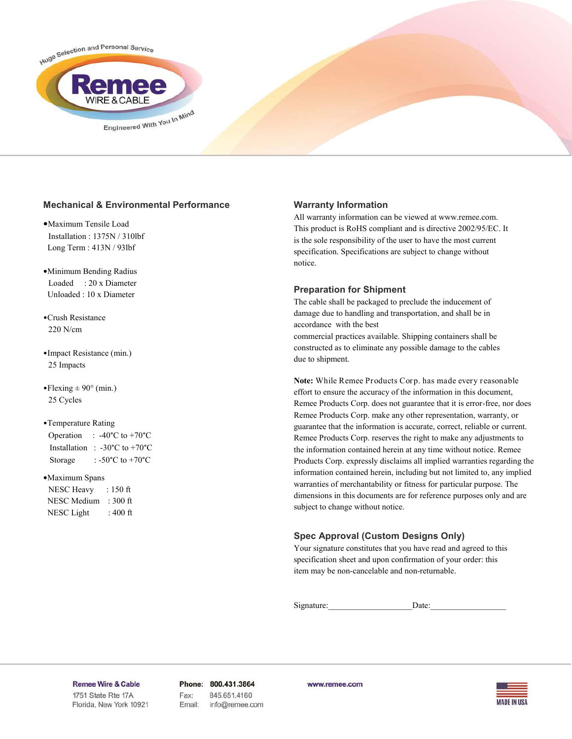## Mechanical & Environmental Performance

- Maximum Tensile Load
  Installation : 1375N / 310lbf
  Long Term : 413N / 93lbf

- Minimum Bending Radius
  Loaded : 20 x Diameter
  Unloaded : 10 x Diameter

- Crush Resistance
  220 N/cm

- Impact Resistance (min.)
  25 Impacts

- Flexing ± 90° (min.)
  25 Cycles

- Temperature Rating
  Operation : -40°C to +70°C
  Installation : -30°C to +70°C
  Storage : -50°C to +70°C

- Maximum Spans
  NESC Heavy : 150 ft
  NESC Medium : 300 ft
  NESC Light : 400 ft

## Warranty Information

All warranty information can be viewed at www.remee.com. This product is RoHS compliant and is directive 2002/95/EC. It is the sole responsibility of the user to have the most current specification. Specifications are subject to change without notice.

## Preparation for Shipment

The cable shall be packaged to preclude the inducement of damage due to handling and transportation, and shall be in accordance with the best commercial practices available. Shipping containers shall be constructed as to eliminate any possible damage to the cables due to shipment.

**Note:** While Remee Products Corp. has made every reasonable effort to ensure the accuracy of the information in this document, Remee Products Corp. does not guarantee that it is error-free, nor does Remee Products Corp. make any other representation, warranty, or guarantee that the information is accurate, correct, reliable or current. Remee Products Corp. reserves the right to make any adjustments to the information contained herein at any time without notice. Remee Products Corp. expressly disclaims all implied warranties regarding the information contained herein, including but not limited to, any implied warranties of merchantability or fitness for particular purpose. The dimensions in this documents are for reference purposes only and are subject to change without notice.

## Spec Approval (Custom Designs Only)

Your signature constitutes that you have read and agreed to this specification sheet and upon confirmation of your order: this item may be non-cancelable and non-returnable.

Signature:____________________Date:__________________